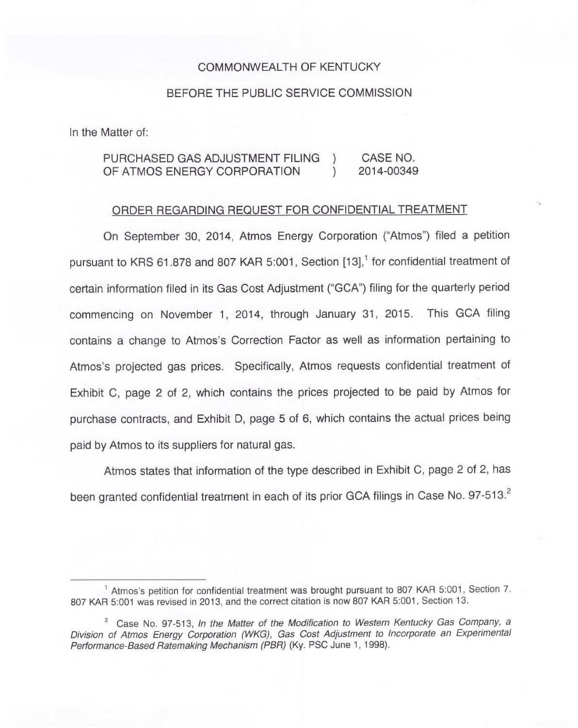COMMONWEALTH OF KENTUCKY

BEFORE THE PUBLIC SERVICE COMMISSION

In the Matter of:

PURCHASED GAS ADJUSTMENT FILING OF ATMOS ENERGY CORPORATION ) CASE NO. 2014-00349

ORDER REGARDING REQUEST FOR CONFIDENTIAL TREATMENT

On September 30, 2014, Atmos Energy Corporation ("Atmos") filed a petition pursuant to KRS 61.878 and 807 KAR 5:001, Section [13],[1] for confidential treatment of certain information filed in its Gas Cost Adjustment ("GCA") filing for the quarterly period commencing on November 1, 2014, through January 31, 2015. This GCA filing contains a change to Atmos's Correction Factor as well as information pertaining to Atmos's projected gas prices. Specifically, Atmos requests confidential treatment of Exhibit C, page 2 of 2, which contains the prices projected to be paid by Atmos for purchase contracts, and Exhibit D, page 5 of 6, which contains the actual prices being paid by Atmos to its suppliers for natural gas.

Atmos states that information of the type described in Exhibit C, page 2 of 2, has been granted confidential treatment in each of its prior GCA filings in Case No. 97-513.[2]

---

[1] Atmos's petition for confidential treatment was brought pursuant to 807 KAR 5:001, Section 7. 807 KAR 5:001 was revised in 2013, and the correct citation is now 807 KAR 5:001, Section 13.

[2] Case No. 97-513, *In the Matter of the Modification to Western Kentucky Gas Company, a Division of Atmos Energy Corporation (WKG), Gas Cost Adjustment to Incorporate an Experimental Performance-Based Ratemaking Mechanism (PBR)* (Ky. PSC June 1, 1998).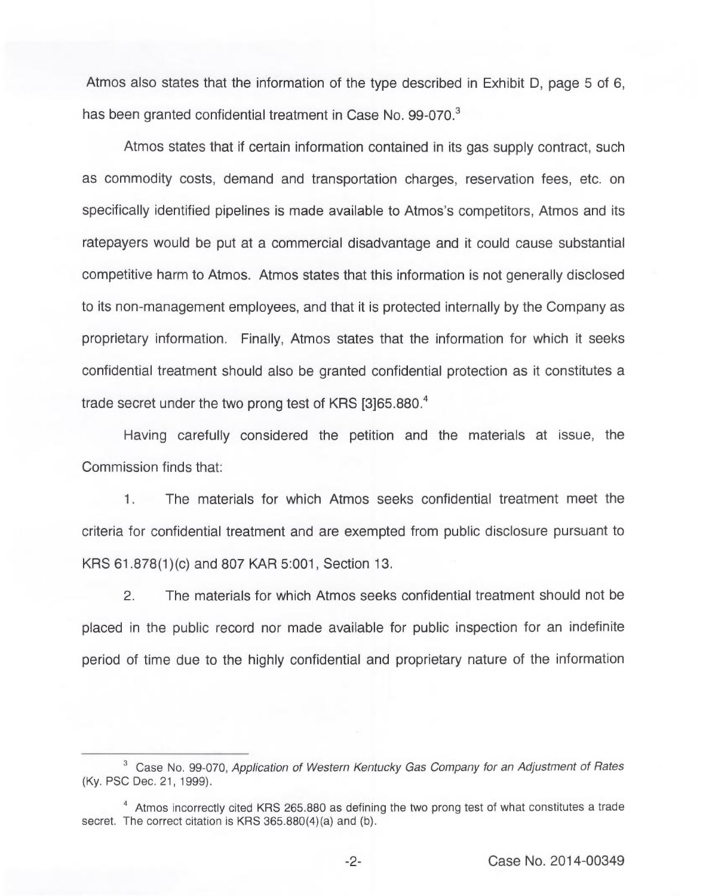Atmos also states that the information of the type described in Exhibit D, page 5 of 6, has been granted confidential treatment in Case No. 99-070.[3]

Atmos states that if certain information contained in its gas supply contract, such as commodity costs, demand and transportation charges, reservation fees, etc. on specifically identified pipelines is made available to Atmos's competitors, Atmos and its ratepayers would be put at a commercial disadvantage and it could cause substantial competitive harm to Atmos. Atmos states that this information is not generally disclosed to its non-management employees, and that it is protected internally by the Company as proprietary information. Finally, Atmos states that the information for which it seeks confidential treatment should also be granted confidential protection as it constitutes a trade secret under the two prong test of KRS [3]65.880.[4]

Having carefully considered the petition and the materials at issue, the Commission finds that:

1. The materials for which Atmos seeks confidential treatment meet the criteria for confidential treatment and are exempted from public disclosure pursuant to KRS 61.878(1)(c) and 807 KAR 5:001, Section 13.

2. The materials for which Atmos seeks confidential treatment should not be placed in the public record nor made available for public inspection for an indefinite period of time due to the highly confidential and proprietary nature of the information

---

[3] Case No. 99-070, *Application of Western Kentucky Gas Company for an Adjustment of Rates* (Ky. PSC Dec. 21, 1999).

[4] Atmos incorrectly cited KRS 265.880 as defining the two prong test of what constitutes a trade secret. The correct citation is KRS 365.880(4)(a) and (b).

Case No. 2014-00349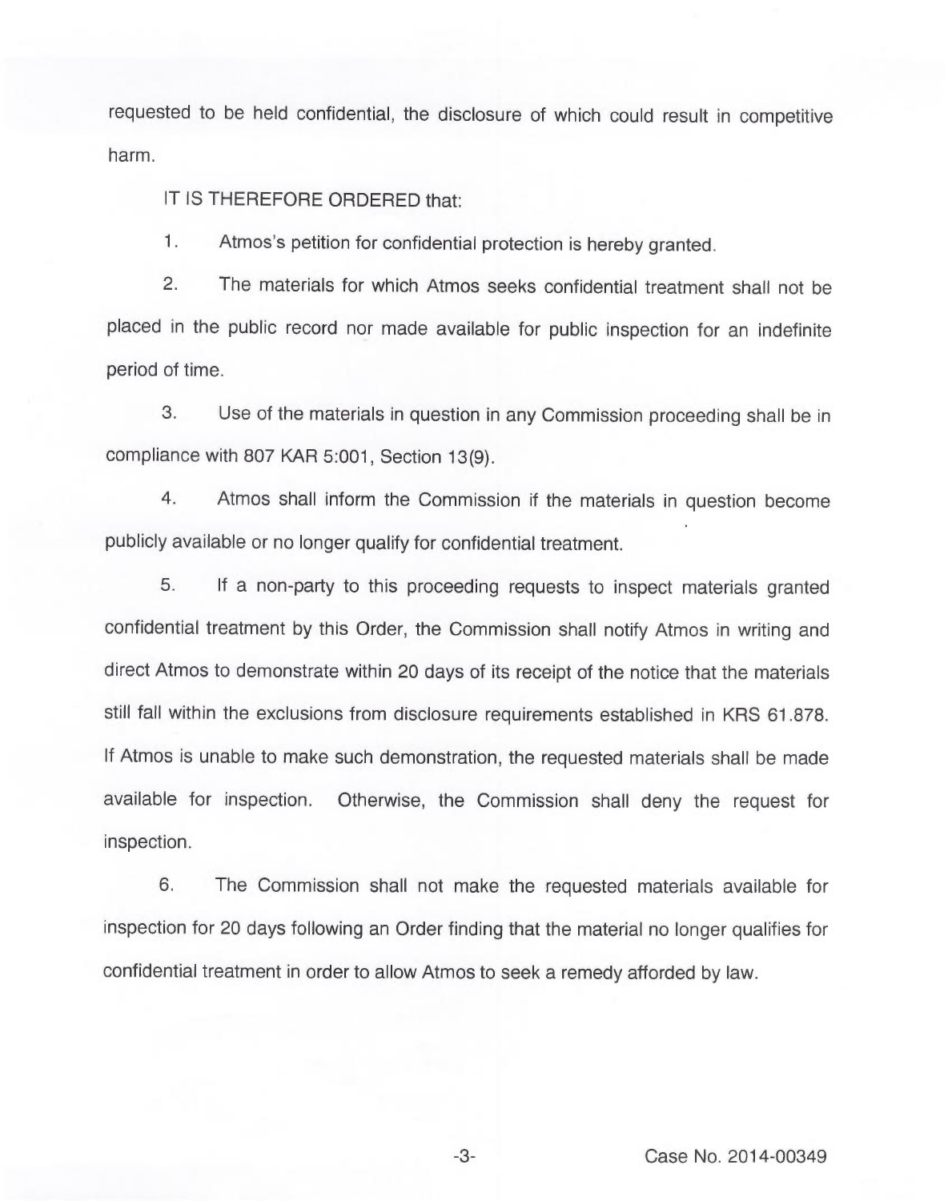requested to be held confidential, the disclosure of which could result in competitive harm.

IT IS THEREFORE ORDERED that:

1. Atmos's petition for confidential protection is hereby granted.

2. The materials for which Atmos seeks confidential treatment shall not be placed in the public record nor made available for public inspection for an indefinite period of time.

3. Use of the materials in question in any Commission proceeding shall be in compliance with 807 KAR 5:001, Section 13(9).

4. Atmos shall inform the Commission if the materials in question become publicly available or no longer qualify for confidential treatment.

5. If a non-party to this proceeding requests to inspect materials granted confidential treatment by this Order, the Commission shall notify Atmos in writing and direct Atmos to demonstrate within 20 days of its receipt of the notice that the materials still fall within the exclusions from disclosure requirements established in KRS 61.878. If Atmos is unable to make such demonstration, the requested materials shall be made available for inspection. Otherwise, the Commission shall deny the request for inspection.

6. The Commission shall not make the requested materials available for inspection for 20 days following an Order finding that the material no longer qualifies for confidential treatment in order to allow Atmos to seek a remedy afforded by law.

Case No. 2014-00349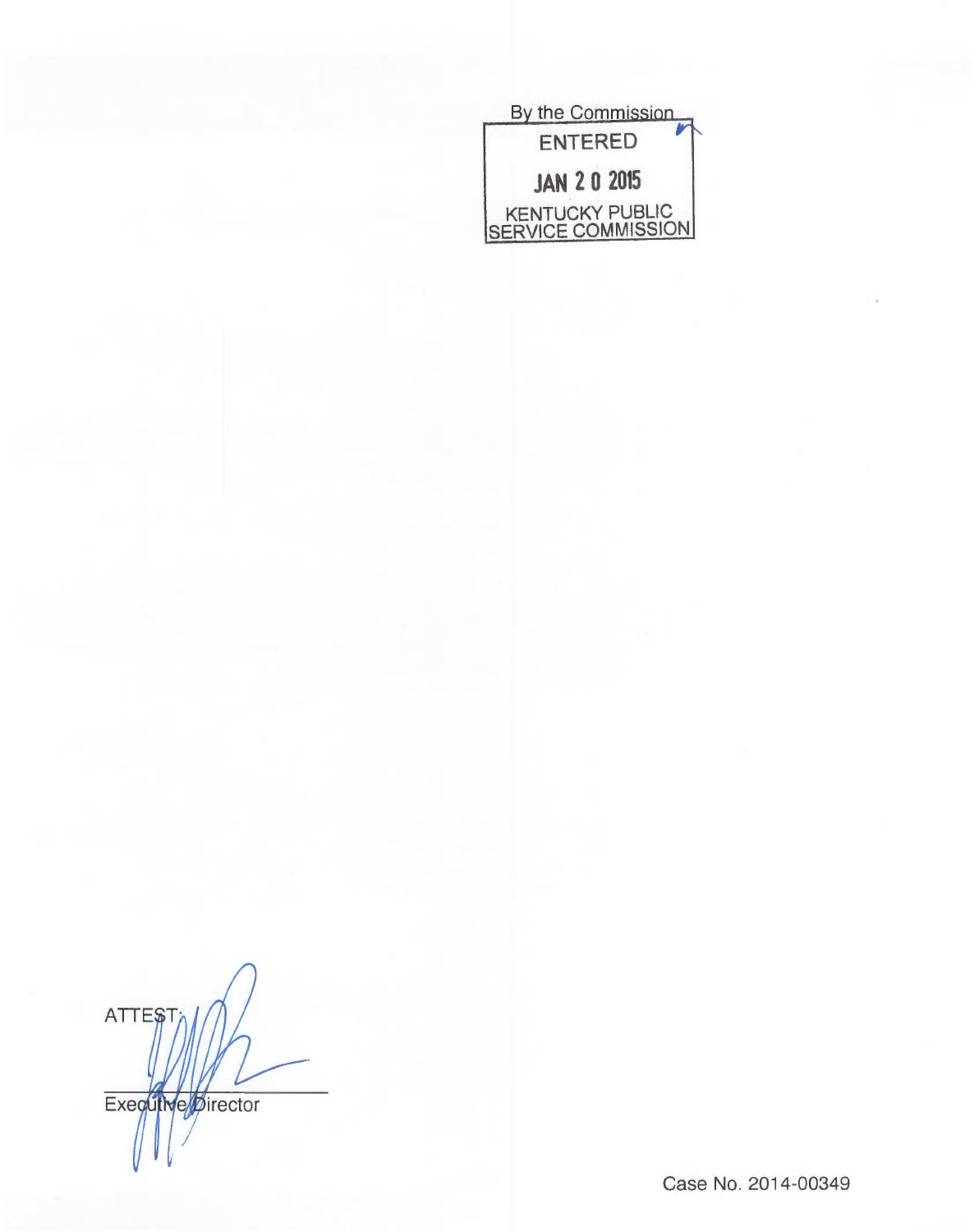By the Commission

ENTERED

JAN 2 0 2015

KENTUCKY PUBLIC SERVICE COMMISSION

ATTEST:

Executive Director

Case No. 2014-00349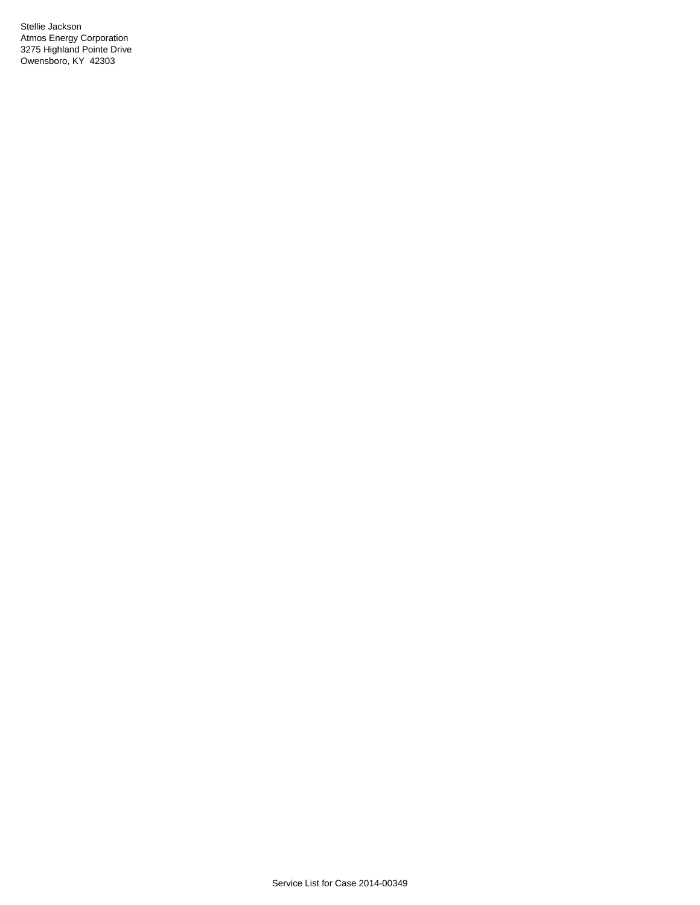Stellie Jackson
Atmos Energy Corporation
3275 Highland Pointe Drive
Owensboro, KY  42303